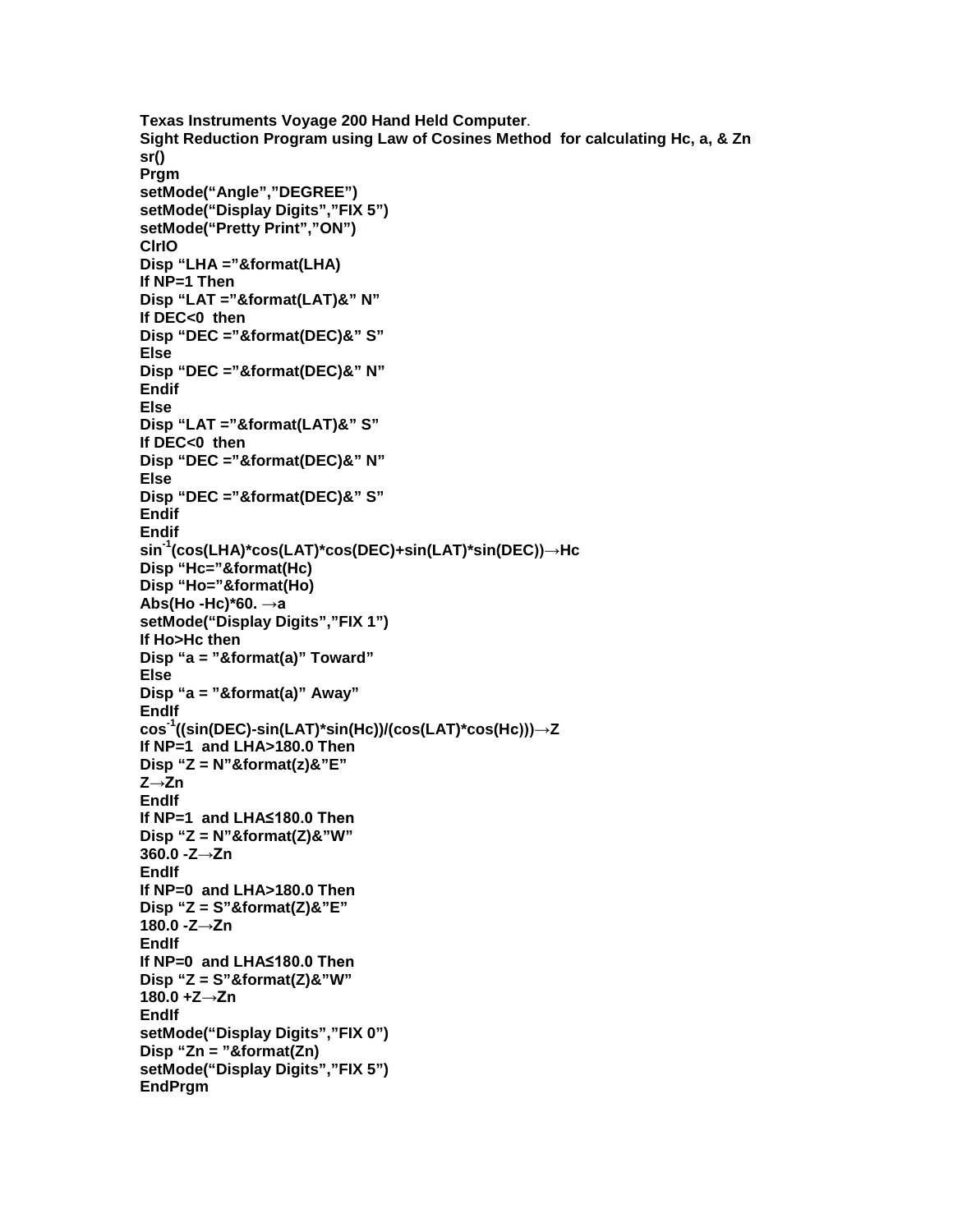**Texas Instruments Voyage 200 Hand Held Computer**.

**Sight Reduction Program using Law of Cosines Method for calculating Hc, a, & Zn**

```
sr()
Prgm
setMode("Angle","DEGREE")
setMode("Display Digits","FIX 5")
setMode("Pretty Print","ON")
ClrIO
Disp "LHA ="&format(LHA)
If NP=1 Then
Disp "LAT ="&format(LAT)&" N"
If DEC<0  then
Disp "DEC ="&format(DEC)&" S"
Else
Disp "DEC ="&format(DEC)&" N"
Endif
Else
Disp "LAT ="&format(LAT)&" S"
If DEC<0  then
Disp "DEC ="&format(DEC)&" N"
Else
Disp "DEC ="&format(DEC)&" S"
Endif
Endif
sin⁻¹(cos(LHA)*cos(LAT)*cos(DEC)+sin(LAT)*sin(DEC))→Hc
Disp "Hc="&format(Hc)
Disp "Ho="&format(Ho)
Abs(Ho -Hc)*60. →a
setMode("Display Digits","FIX 1")
If Ho>Hc then
Disp "a = "&format(a)" Toward"
Else
Disp "a = "&format(a)" Away"
EndIf
cos⁻¹((sin(DEC)-sin(LAT)*sin(Hc))/(cos(LAT)*cos(Hc)))→Z
If NP=1  and LHA>180.0 Then
Disp "Z = N"&format(z)&"E"
Z→Zn
EndIf
If NP=1  and LHA≤180.0 Then
Disp "Z = N"&format(Z)&"W"
360.0 -Z→Zn
EndIf
If NP=0  and LHA>180.0 Then
Disp "Z = S"&format(Z)&"E"
180.0 -Z→Zn
EndIf
If NP=0  and LHA≤180.0 Then
Disp "Z = S"&format(Z)&"W"
180.0 +Z→Zn
EndIf
setMode("Display Digits","FIX 0")
Disp "Zn = "&format(Zn)
setMode("Display Digits","FIX 5")
EndPrgm
```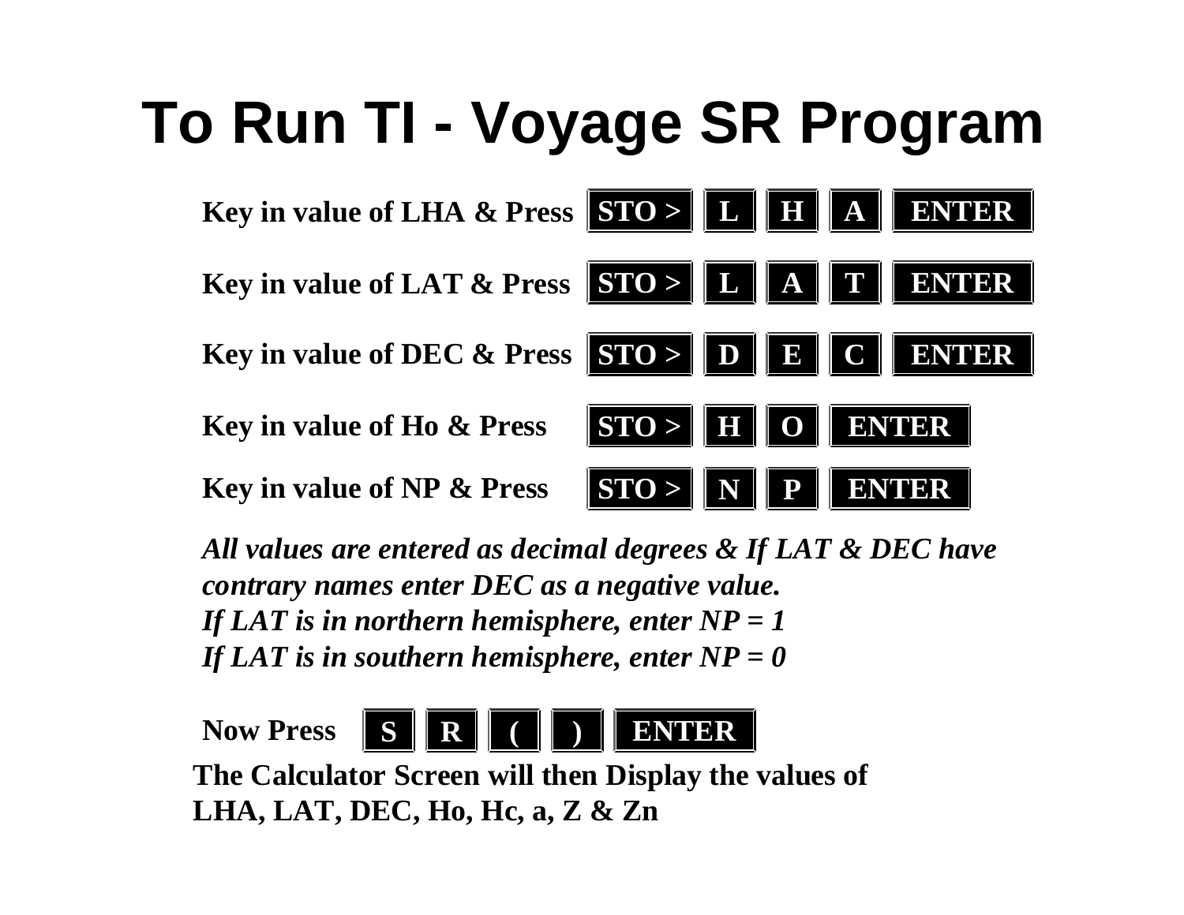# To Run TI - Voyage SR Program

**Key in value of LHA & Press** **STO >** **L** **H** **A** **ENTER**

**Key in value of LAT & Press** **STO >** **L** **A** **T** **ENTER**

**Key in value of DEC & Press** **STO >** **D** **E** **C** **ENTER**

**Key in value of Ho & Press** **STO >** **H** **O** **ENTER**

**Key in value of NP & Press** **STO >** **N** **P** **ENTER**

***All values are entered as decimal degrees & If LAT & DEC have contrary names enter DEC as a negative value.***
***If LAT is in northern hemisphere, enter NP = 1***
***If LAT is in southern hemisphere, enter NP = 0***

**Now Press** **S** **R** **(** **)** **ENTER**

**The Calculator Screen will then Display the values of LHA, LAT, DEC, Ho, Hc, a, Z & Zn**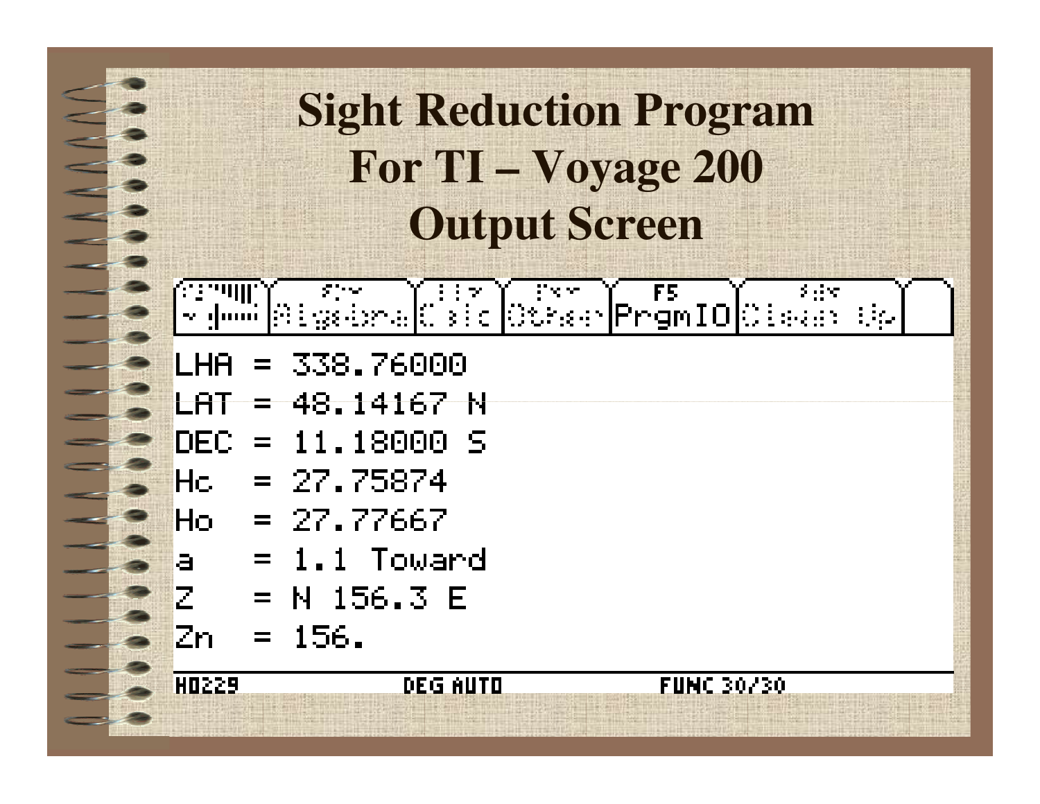# Sight Reduction Program For TI – Voyage 200 Output Screen

```
LHA = 338.76000
LAT = 48.14167 N
DEC = 11.18000 S
Hc  = 27.75874
Ho  = 27.77667
a   = 1.1 Toward
Z   = N 156.3 E
Zn  = 156.
```

HO229 DEG AUTO FUNC 30/30